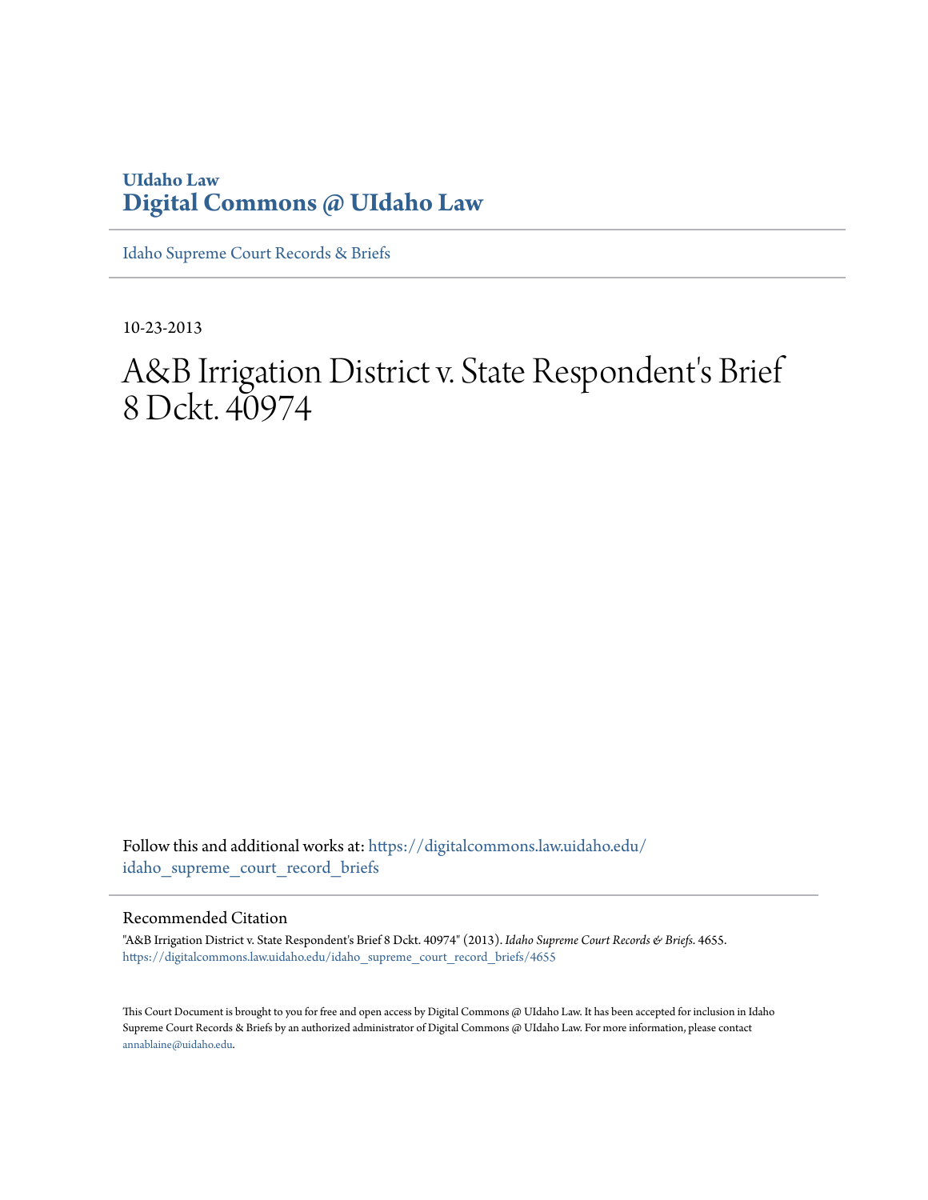UIdaho Law

**Digital Commons @ UIdaho Law**

Idaho Supreme Court Records & Briefs

---

10-23-2013

# A&B Irrigation District v. State Respondent's Brief 8 Dckt. 40974

Follow this and additional works at: https://digitalcommons.law.uidaho.edu/idaho_supreme_court_record_briefs

## Recommended Citation

"A&B Irrigation District v. State Respondent's Brief 8 Dckt. 40974" (2013). *Idaho Supreme Court Records & Briefs*. 4655.
https://digitalcommons.law.uidaho.edu/idaho_supreme_court_record_briefs/4655

This Court Document is brought to you for free and open access by Digital Commons @ UIdaho Law. It has been accepted for inclusion in Idaho Supreme Court Records & Briefs by an authorized administrator of Digital Commons @ UIdaho Law. For more information, please contact annablaine@uidaho.edu.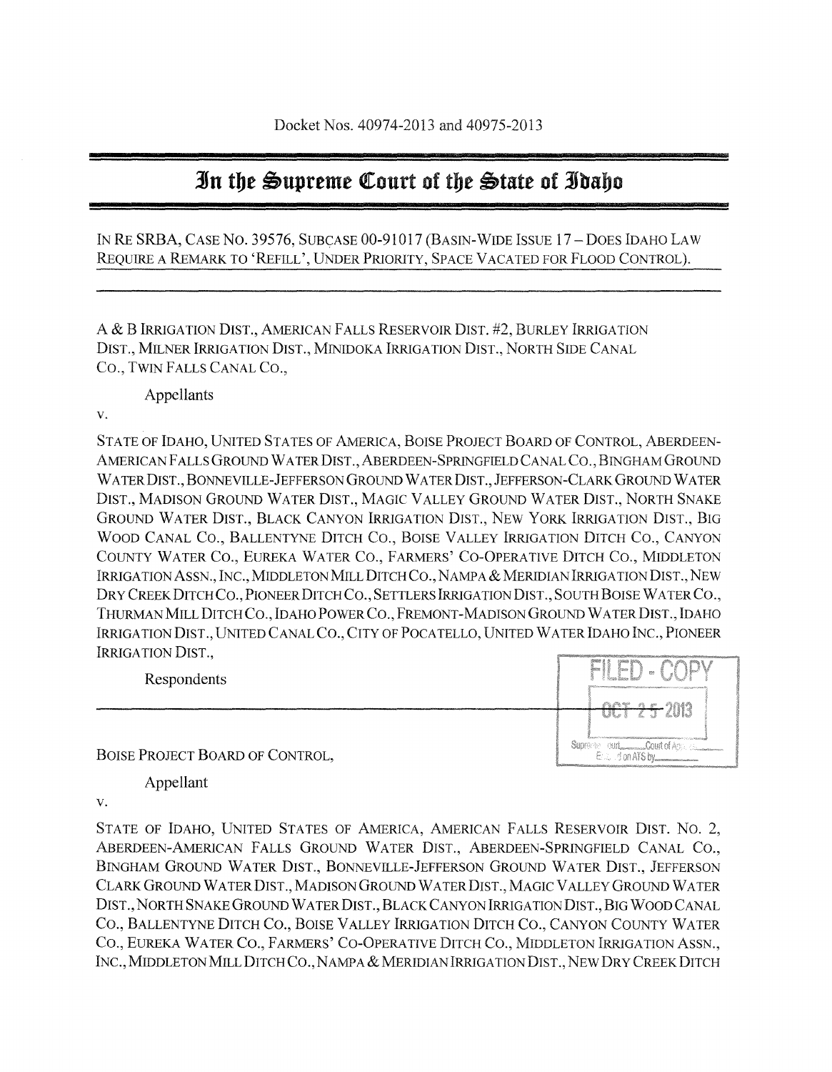Docket Nos. 40974-2013 and 40975-2013

# In the Supreme Court of the State of Idaho

IN RE SRBA, CASE NO. 39576, SUBCASE 00-91017 (BASIN-WIDE ISSUE 17 – DOES IDAHO LAW REQUIRE A REMARK TO 'REFILL', UNDER PRIORITY, SPACE VACATED FOR FLOOD CONTROL).

---

A & B IRRIGATION DIST., AMERICAN FALLS RESERVOIR DIST. #2, BURLEY IRRIGATION DIST., MILNER IRRIGATION DIST., MINIDOKA IRRIGATION DIST., NORTH SIDE CANAL CO., TWIN FALLS CANAL CO.,

Appellants

v.

STATE OF IDAHO, UNITED STATES OF AMERICA, BOISE PROJECT BOARD OF CONTROL, ABERDEEN-AMERICAN FALLS GROUND WATER DIST., ABERDEEN-SPRINGFIELD CANAL CO., BINGHAM GROUND WATER DIST., BONNEVILLE-JEFFERSON GROUND WATER DIST., JEFFERSON-CLARK GROUND WATER DIST., MADISON GROUND WATER DIST., MAGIC VALLEY GROUND WATER DIST., NORTH SNAKE GROUND WATER DIST., BLACK CANYON IRRIGATION DIST., NEW YORK IRRIGATION DIST., BIG WOOD CANAL CO., BALLENTYNE DITCH CO., BOISE VALLEY IRRIGATION DITCH CO., CANYON COUNTY WATER CO., EUREKA WATER CO., FARMERS' CO-OPERATIVE DITCH CO., MIDDLETON IRRIGATION ASSN., INC., MIDDLETON MILL DITCH CO., NAMPA & MERIDIAN IRRIGATION DIST., NEW DRY CREEK DITCH CO., PIONEER DITCH CO., SETTLERS IRRIGATION DIST., SOUTH BOISE WATER CO., THURMAN MILL DITCH CO., IDAHO POWER CO., FREMONT-MADISON GROUND WATER DIST., IDAHO IRRIGATION DIST., UNITED CANAL CO., CITY OF POCATELLO, UNITED WATER IDAHO INC., PIONEER IRRIGATION DIST.,

Respondents

FILED - COPY
OCT 25 2013

---

BOISE PROJECT BOARD OF CONTROL,

Appellant

v.

STATE OF IDAHO, UNITED STATES OF AMERICA, AMERICAN FALLS RESERVOIR DIST. NO. 2, ABERDEEN-AMERICAN FALLS GROUND WATER DIST., ABERDEEN-SPRINGFIELD CANAL CO., BINGHAM GROUND WATER DIST., BONNEVILLE-JEFFERSON GROUND WATER DIST., JEFFERSON CLARK GROUND WATER DIST., MADISON GROUND WATER DIST., MAGIC VALLEY GROUND WATER DIST., NORTH SNAKE GROUND WATER DIST., BLACK CANYON IRRIGATION DIST., BIG WOOD CANAL CO., BALLENTYNE DITCH CO., BOISE VALLEY IRRIGATION DITCH CO., CANYON COUNTY WATER CO., EUREKA WATER CO., FARMERS' CO-OPERATIVE DITCH CO., MIDDLETON IRRIGATION ASSN., INC., MIDDLETON MILL DITCH CO., NAMPA & MERIDIAN IRRIGATION DIST., NEW DRY CREEK DITCH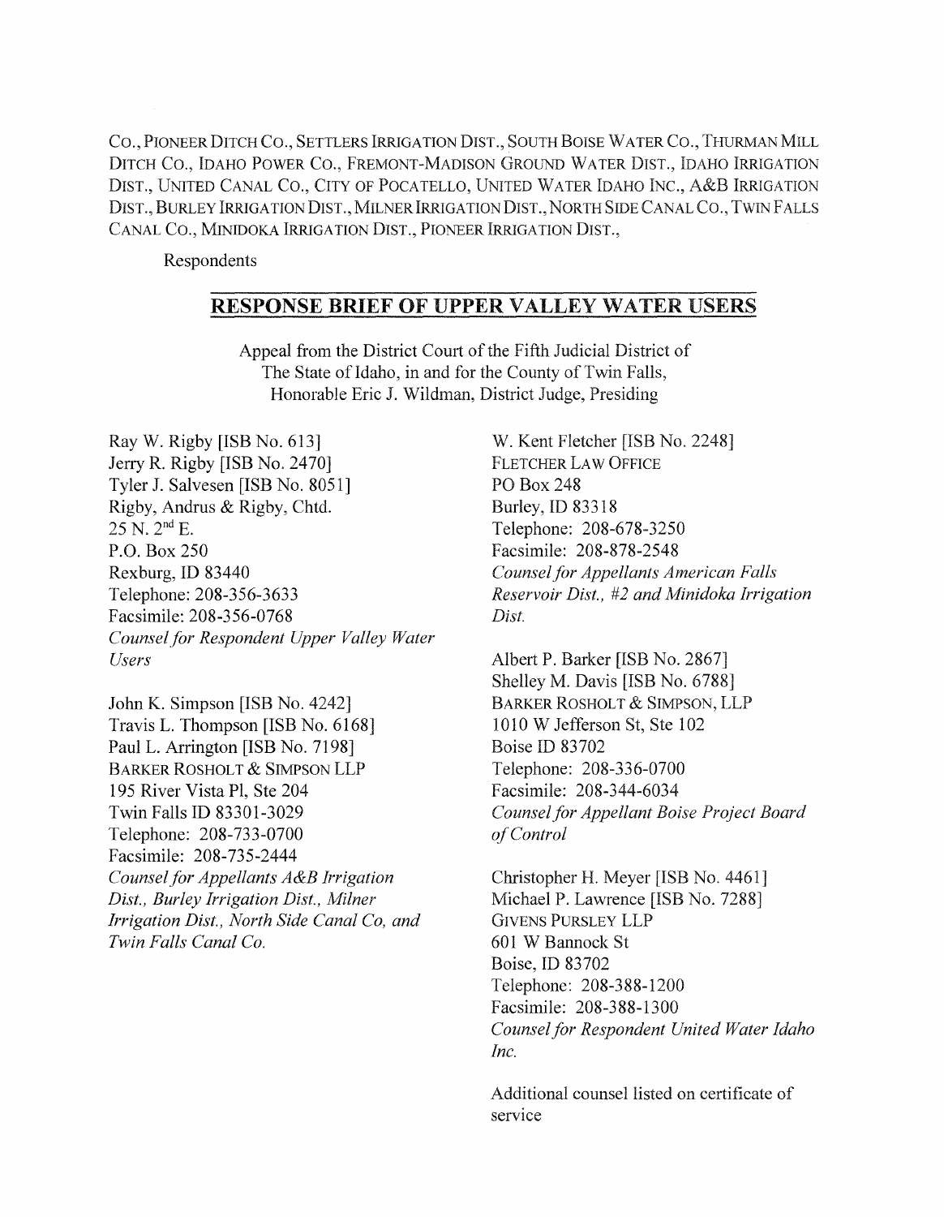CO., PIONEER DITCH CO., SETTLERS IRRIGATION DIST., SOUTH BOISE WATER CO., THURMAN MILL DITCH CO., IDAHO POWER CO., FREMONT-MADISON GROUND WATER DIST., IDAHO IRRIGATION DIST., UNITED CANAL CO., CITY OF POCATELLO, UNITED WATER IDAHO INC., A&B IRRIGATION DIST., BURLEY IRRIGATION DIST., MILNER IRRIGATION DIST., NORTH SIDE CANAL CO., TWIN FALLS CANAL CO., MINIDOKA IRRIGATION DIST., PIONEER IRRIGATION DIST.,

Respondents

## RESPONSE BRIEF OF UPPER VALLEY WATER USERS

Appeal from the District Court of the Fifth Judicial District of
The State of Idaho, in and for the County of Twin Falls,
Honorable Eric J. Wildman, District Judge, Presiding

Ray W. Rigby [ISB No. 613]
Jerry R. Rigby [ISB No. 2470]
Tyler J. Salvesen [ISB No. 8051]
Rigby, Andrus & Rigby, Chtd.
25 N. 2nd E.
P.O. Box 250
Rexburg, ID 83440
Telephone: 208-356-3633
Facsimile: 208-356-0768
*Counsel for Respondent Upper Valley Water Users*

John K. Simpson [ISB No. 4242]
Travis L. Thompson [ISB No. 6168]
Paul L. Arrington [ISB No. 7198]
BARKER ROSHOLT & SIMPSON LLP
195 River Vista Pl, Ste 204
Twin Falls ID 83301-3029
Telephone: 208-733-0700
Facsimile: 208-735-2444
*Counsel for Appellants A&B Irrigation Dist., Burley Irrigation Dist., Milner Irrigation Dist., North Side Canal Co, and Twin Falls Canal Co.*

W. Kent Fletcher [ISB No. 2248]
FLETCHER LAW OFFICE
PO Box 248
Burley, ID 83318
Telephone: 208-678-3250
Facsimile: 208-878-2548
*Counsel for Appellants American Falls Reservoir Dist., #2 and Minidoka Irrigation Dist.*

Albert P. Barker [ISB No. 2867]
Shelley M. Davis [ISB No. 6788]
BARKER ROSHOLT & SIMPSON, LLP
1010 W Jefferson St, Ste 102
Boise ID 83702
Telephone: 208-336-0700
Facsimile: 208-344-6034
*Counsel for Appellant Boise Project Board of Control*

Christopher H. Meyer [ISB No. 4461]
Michael P. Lawrence [ISB No. 7288]
GIVENS PURSLEY LLP
601 W Bannock St
Boise, ID 83702
Telephone: 208-388-1200
Facsimile: 208-388-1300
*Counsel for Respondent United Water Idaho Inc.*

Additional counsel listed on certificate of service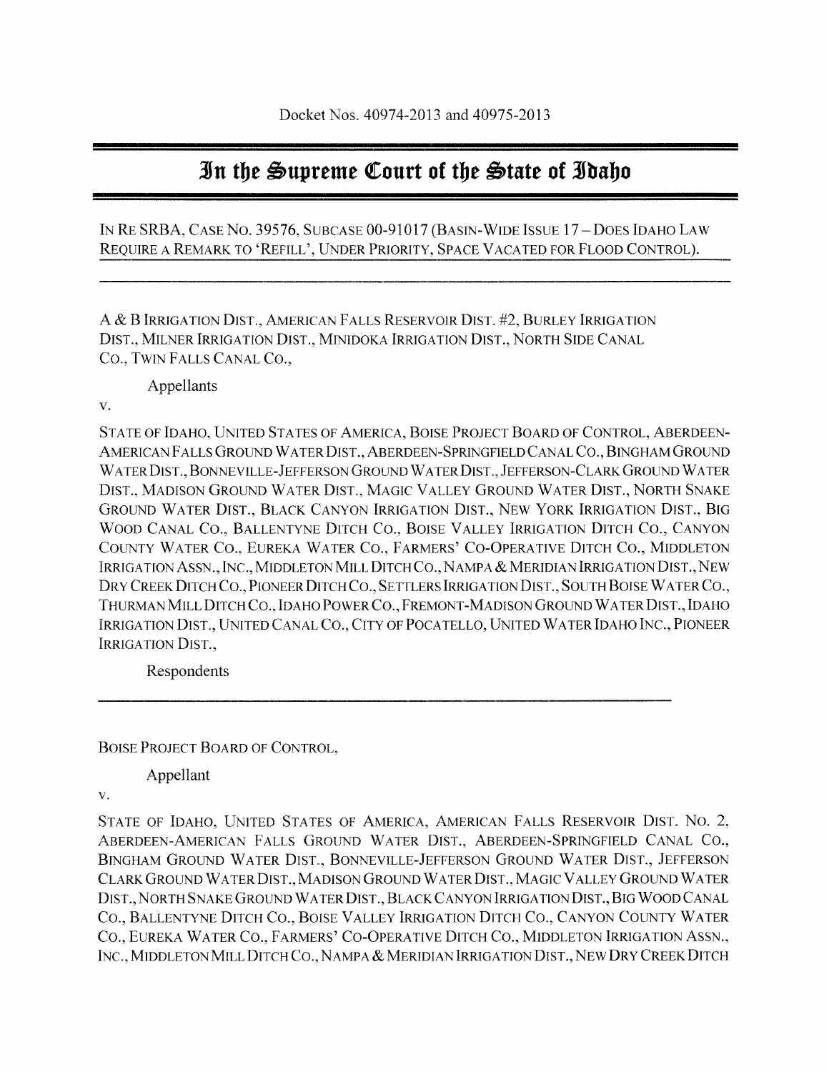Docket Nos. 40974-2013 and 40975-2013

# In the Supreme Court of the State of Idaho

IN RE SRBA, CASE NO. 39576, SUBCASE 00-91017 (BASIN-WIDE ISSUE 17 – DOES IDAHO LAW REQUIRE A REMARK TO 'REFILL', UNDER PRIORITY, SPACE VACATED FOR FLOOD CONTROL).

---

A & B IRRIGATION DIST., AMERICAN FALLS RESERVOIR DIST. #2, BURLEY IRRIGATION DIST., MILNER IRRIGATION DIST., MINIDOKA IRRIGATION DIST., NORTH SIDE CANAL CO., TWIN FALLS CANAL CO.,

Appellants

v.

STATE OF IDAHO, UNITED STATES OF AMERICA, BOISE PROJECT BOARD OF CONTROL, ABERDEEN-AMERICAN FALLS GROUND WATER DIST., ABERDEEN-SPRINGFIELD CANAL CO., BINGHAM GROUND WATER DIST., BONNEVILLE-JEFFERSON GROUND WATER DIST., JEFFERSON-CLARK GROUND WATER DIST., MADISON GROUND WATER DIST., MAGIC VALLEY GROUND WATER DIST., NORTH SNAKE GROUND WATER DIST., BLACK CANYON IRRIGATION DIST., NEW YORK IRRIGATION DIST., BIG WOOD CANAL CO., BALLENTYNE DITCH CO., BOISE VALLEY IRRIGATION DITCH CO., CANYON COUNTY WATER CO., EUREKA WATER CO., FARMERS' CO-OPERATIVE DITCH CO., MIDDLETON IRRIGATION ASSN., INC., MIDDLETON MILL DITCH CO., NAMPA & MERIDIAN IRRIGATION DIST., NEW DRY CREEK DITCH CO., PIONEER DITCH CO., SETTLERS IRRIGATION DIST., SOUTH BOISE WATER CO., THURMAN MILL DITCH CO., IDAHO POWER CO., FREMONT-MADISON GROUND WATER DIST., IDAHO IRRIGATION DIST., UNITED CANAL CO., CITY OF POCATELLO, UNITED WATER IDAHO INC., PIONEER IRRIGATION DIST.,

Respondents

---

BOISE PROJECT BOARD OF CONTROL,

Appellant

v.

STATE OF IDAHO, UNITED STATES OF AMERICA, AMERICAN FALLS RESERVOIR DIST. NO. 2, ABERDEEN-AMERICAN FALLS GROUND WATER DIST., ABERDEEN-SPRINGFIELD CANAL CO., BINGHAM GROUND WATER DIST., BONNEVILLE-JEFFERSON GROUND WATER DIST., JEFFERSON CLARK GROUND WATER DIST., MADISON GROUND WATER DIST., MAGIC VALLEY GROUND WATER DIST., NORTH SNAKE GROUND WATER DIST., BLACK CANYON IRRIGATION DIST., BIG WOOD CANAL CO., BALLENTYNE DITCH CO., BOISE VALLEY IRRIGATION DITCH CO., CANYON COUNTY WATER CO., EUREKA WATER CO., FARMERS' CO-OPERATIVE DITCH CO., MIDDLETON IRRIGATION ASSN., INC., MIDDLETON MILL DITCH CO., NAMPA & MERIDIAN IRRIGATION DIST., NEW DRY CREEK DITCH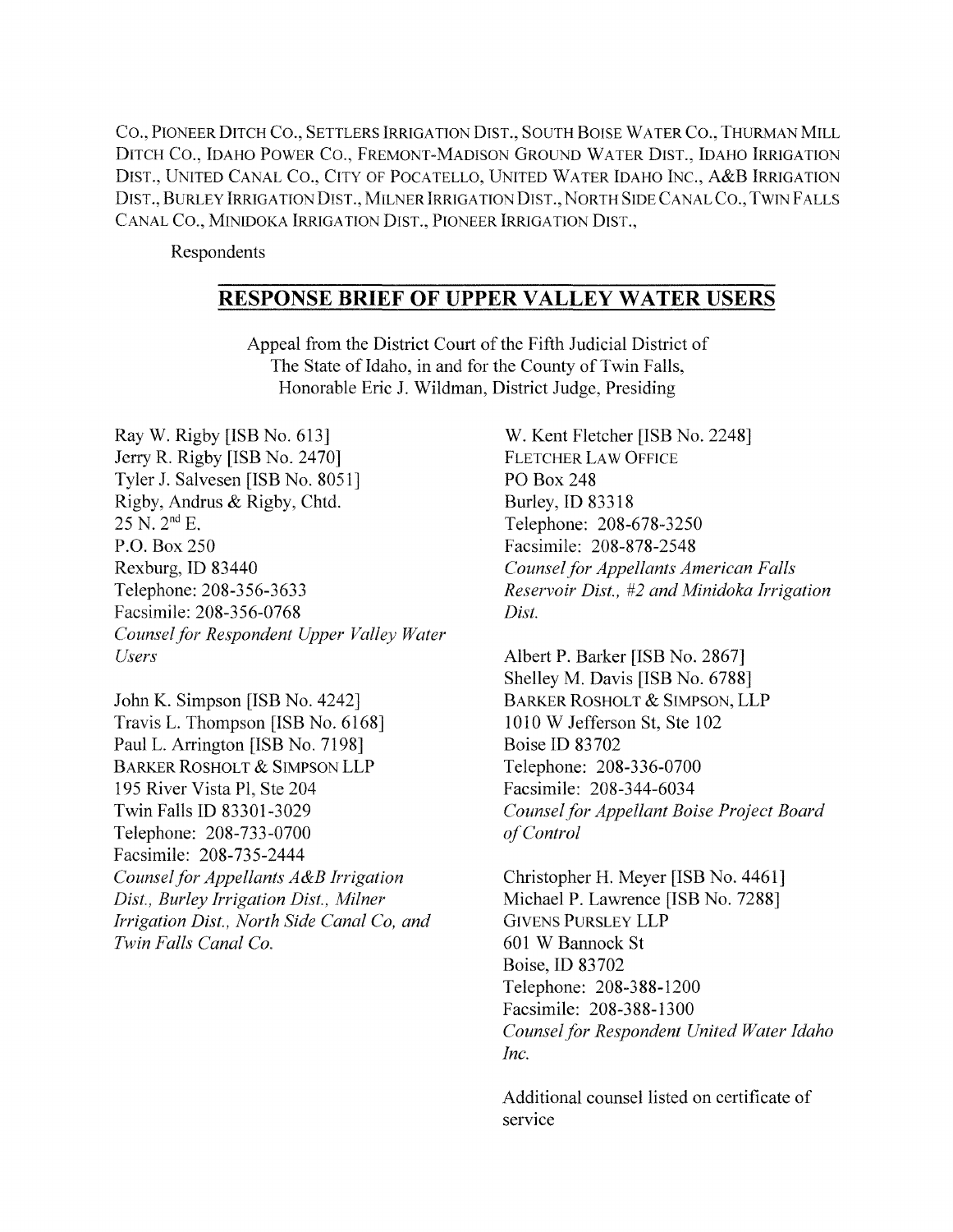CO., PIONEER DITCH CO., SETTLERS IRRIGATION DIST., SOUTH BOISE WATER CO., THURMAN MILL DITCH CO., IDAHO POWER CO., FREMONT-MADISON GROUND WATER DIST., IDAHO IRRIGATION DIST., UNITED CANAL CO., CITY OF POCATELLO, UNITED WATER IDAHO INC., A&B IRRIGATION DIST., BURLEY IRRIGATION DIST., MILNER IRRIGATION DIST., NORTH SIDE CANAL CO., TWIN FALLS CANAL CO., MINIDOKA IRRIGATION DIST., PIONEER IRRIGATION DIST.,

Respondents

## RESPONSE BRIEF OF UPPER VALLEY WATER USERS

Appeal from the District Court of the Fifth Judicial District of The State of Idaho, in and for the County of Twin Falls, Honorable Eric J. Wildman, District Judge, Presiding

Ray W. Rigby [ISB No. 613]
Jerry R. Rigby [ISB No. 2470]
Tyler J. Salvesen [ISB No. 8051]
Rigby, Andrus & Rigby, Chtd.
25 N. 2nd E.
P.O. Box 250
Rexburg, ID 83440
Telephone: 208-356-3633
Facsimile: 208-356-0768
*Counsel for Respondent Upper Valley Water Users*

John K. Simpson [ISB No. 4242]
Travis L. Thompson [ISB No. 6168]
Paul L. Arrington [ISB No. 7198]
BARKER ROSHOLT & SIMPSON LLP
195 River Vista Pl, Ste 204
Twin Falls ID 83301-3029
Telephone: 208-733-0700
Facsimile: 208-735-2444
*Counsel for Appellants A&B Irrigation Dist., Burley Irrigation Dist., Milner Irrigation Dist., North Side Canal Co, and Twin Falls Canal Co.*

W. Kent Fletcher [ISB No. 2248]
FLETCHER LAW OFFICE
PO Box 248
Burley, ID 83318
Telephone: 208-678-3250
Facsimile: 208-878-2548
*Counsel for Appellants American Falls Reservoir Dist., #2 and Minidoka Irrigation Dist.*

Albert P. Barker [ISB No. 2867]
Shelley M. Davis [ISB No. 6788]
BARKER ROSHOLT & SIMPSON, LLP
1010 W Jefferson St, Ste 102
Boise ID 83702
Telephone: 208-336-0700
Facsimile: 208-344-6034
*Counsel for Appellant Boise Project Board of Control*

Christopher H. Meyer [ISB No. 4461]
Michael P. Lawrence [ISB No. 7288]
GIVENS PURSLEY LLP
601 W Bannock St
Boise, ID 83702
Telephone: 208-388-1200
Facsimile: 208-388-1300
*Counsel for Respondent United Water Idaho Inc.*

Additional counsel listed on certificate of service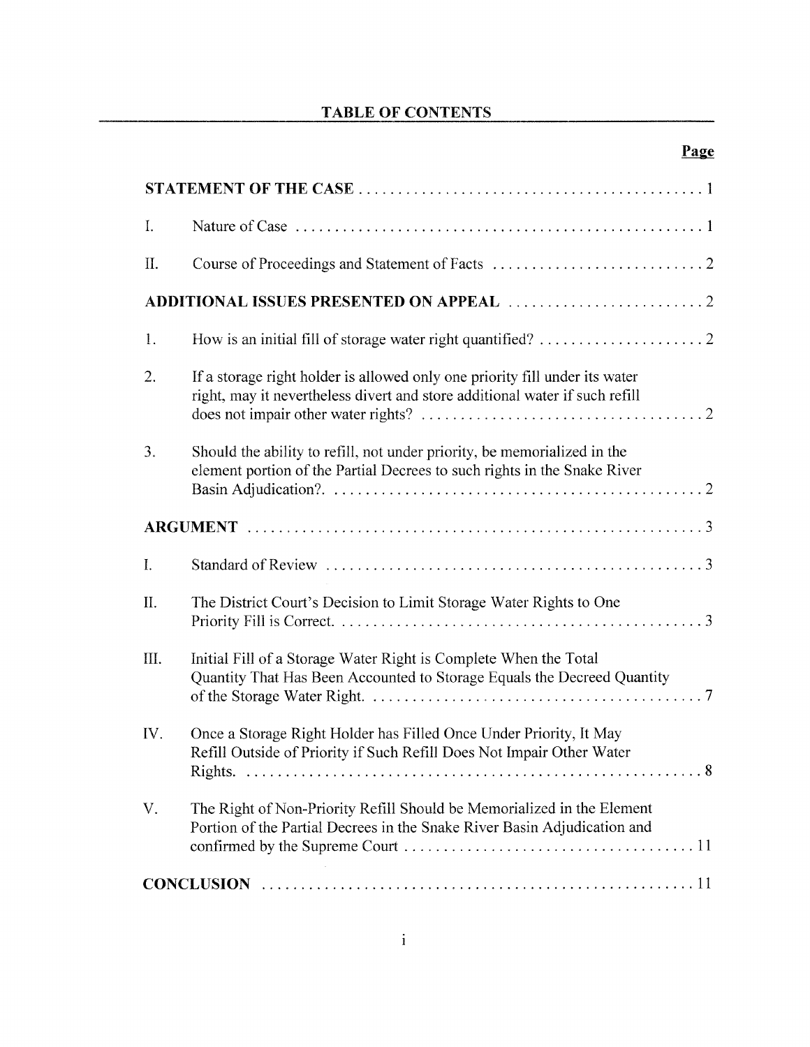## TABLE OF CONTENTS

| | | Page |
|---|---|---|
| **STATEMENT OF THE CASE** | | 1 |
| I. | Nature of Case | 1 |
| II. | Course of Proceedings and Statement of Facts | 2 |
| **ADDITIONAL ISSUES PRESENTED ON APPEAL** | | 2 |
| 1. | How is an initial fill of storage water right quantified? | 2 |
| 2. | If a storage right holder is allowed only one priority fill under its water right, may it nevertheless divert and store additional water if such refill does not impair other water rights? | 2 |
| 3. | Should the ability to refill, not under priority, be memorialized in the element portion of the Partial Decrees to such rights in the Snake River Basin Adjudication?. | 2 |
| **ARGUMENT** | | 3 |
| I. | Standard of Review | 3 |
| II. | The District Court's Decision to Limit Storage Water Rights to One Priority Fill is Correct. | 3 |
| III. | Initial Fill of a Storage Water Right is Complete When the Total Quantity That Has Been Accounted to Storage Equals the Decreed Quantity of the Storage Water Right. | 7 |
| IV. | Once a Storage Right Holder has Filled Once Under Priority, It May Refill Outside of Priority if Such Refill Does Not Impair Other Water Rights. | 8 |
| V. | The Right of Non-Priority Refill Should be Memorialized in the Element Portion of the Partial Decrees in the Snake River Basin Adjudication and confirmed by the Supreme Court | 11 |
| **CONCLUSION** | | 11 |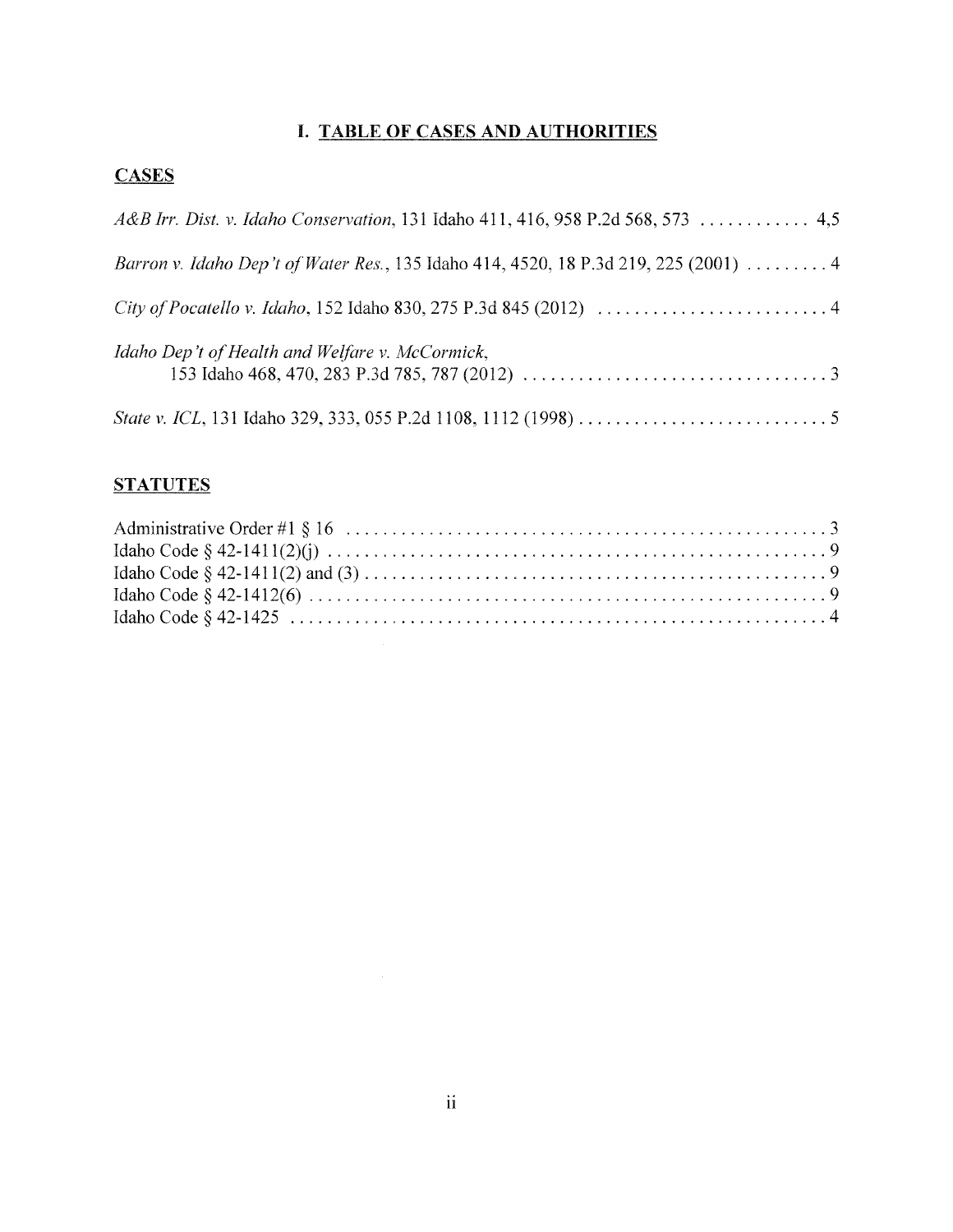# I. TABLE OF CASES AND AUTHORITIES

## CASES

*A&B Irr. Dist. v. Idaho Conservation*, 131 Idaho 411, 416, 958 P.2d 568, 573 ............ 4,5

*Barron v. Idaho Dep't of Water Res.*, 135 Idaho 414, 4520, 18 P.3d 219, 225 (2001) ......... 4

*City of Pocatello v. Idaho*, 152 Idaho 830, 275 P.3d 845 (2012) .......................... 4

*Idaho Dep't of Health and Welfare v. McCormick*,
153 Idaho 468, 470, 283 P.3d 785, 787 (2012) .................................. 3

*State v. ICL*, 131 Idaho 329, 333, 055 P.2d 1108, 1112 (1998) ............................ 5

## STATUTES

Administrative Order #1 § 16 ...................................................... 3
Idaho Code § 42-1411(2)(j) ......................................................... 9
Idaho Code § 42-1411(2) and (3) .................................................... 9
Idaho Code § 42-1412(6) ............................................................ 9
Idaho Code § 42-1425 ............................................................... 4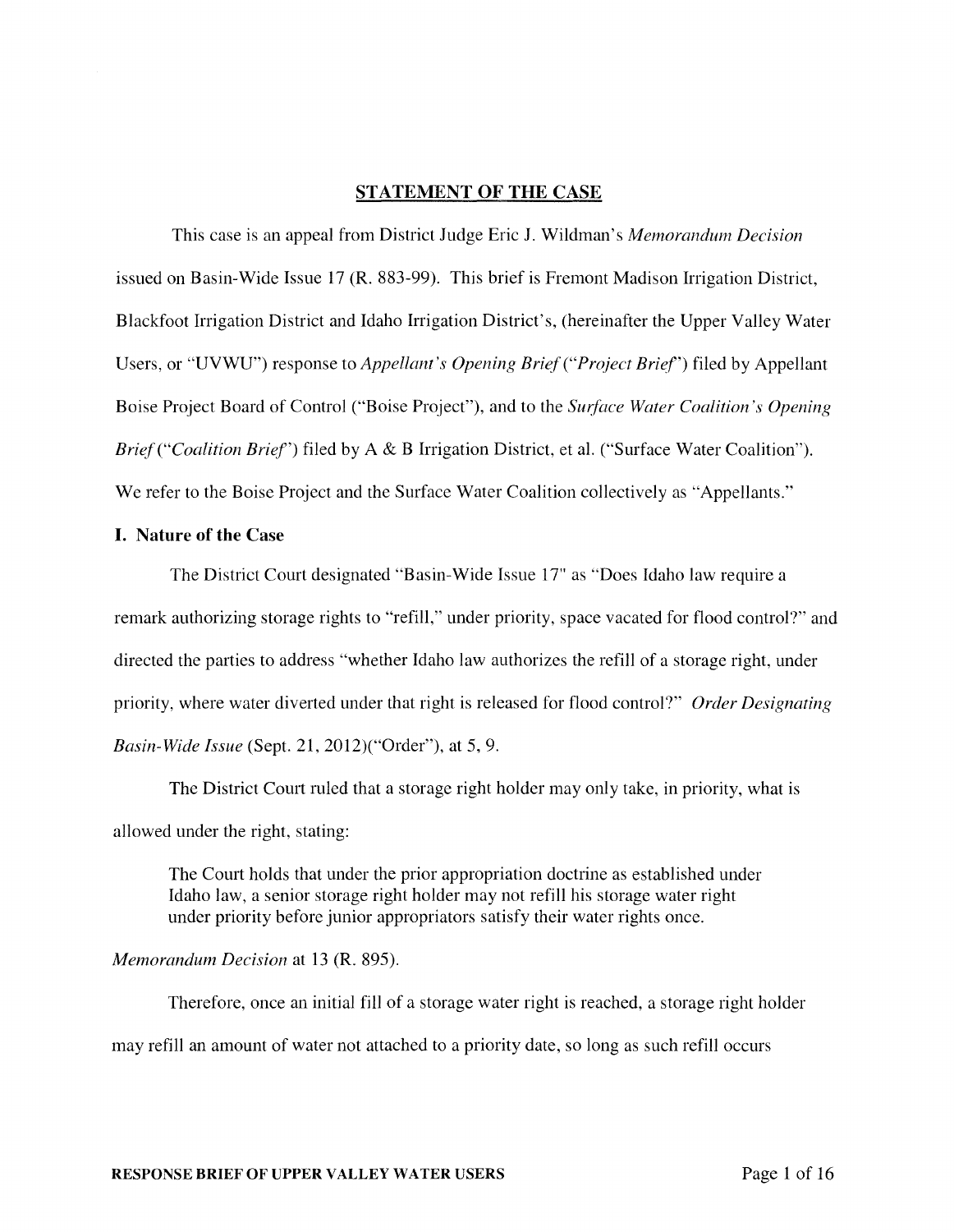## STATEMENT OF THE CASE

This case is an appeal from District Judge Eric J. Wildman's *Memorandum Decision* issued on Basin-Wide Issue 17 (R. 883-99). This brief is Fremont Madison Irrigation District, Blackfoot Irrigation District and Idaho Irrigation District's, (hereinafter the Upper Valley Water Users, or "UVWU") response to *Appellant's Opening Brief ("Project Brief")* filed by Appellant Boise Project Board of Control ("Boise Project"), and to the *Surface Water Coalition's Opening Brief ("Coalition Brief")* filed by A & B Irrigation District, et al. ("Surface Water Coalition"). We refer to the Boise Project and the Surface Water Coalition collectively as "Appellants."

### I. Nature of the Case

The District Court designated "Basin-Wide Issue 17" as "Does Idaho law require a remark authorizing storage rights to "refill," under priority, space vacated for flood control?" and directed the parties to address "whether Idaho law authorizes the refill of a storage right, under priority, where water diverted under that right is released for flood control?" *Order Designating Basin-Wide Issue* (Sept. 21, 2012)("Order"), at 5, 9.

The District Court ruled that a storage right holder may only take, in priority, what is allowed under the right, stating:

> The Court holds that under the prior appropriation doctrine as established under Idaho law, a senior storage right holder may not refill his storage water right under priority before junior appropriators satisfy their water rights once.

*Memorandum Decision* at 13 (R. 895).

Therefore, once an initial fill of a storage water right is reached, a storage right holder may refill an amount of water not attached to a priority date, so long as such refill occurs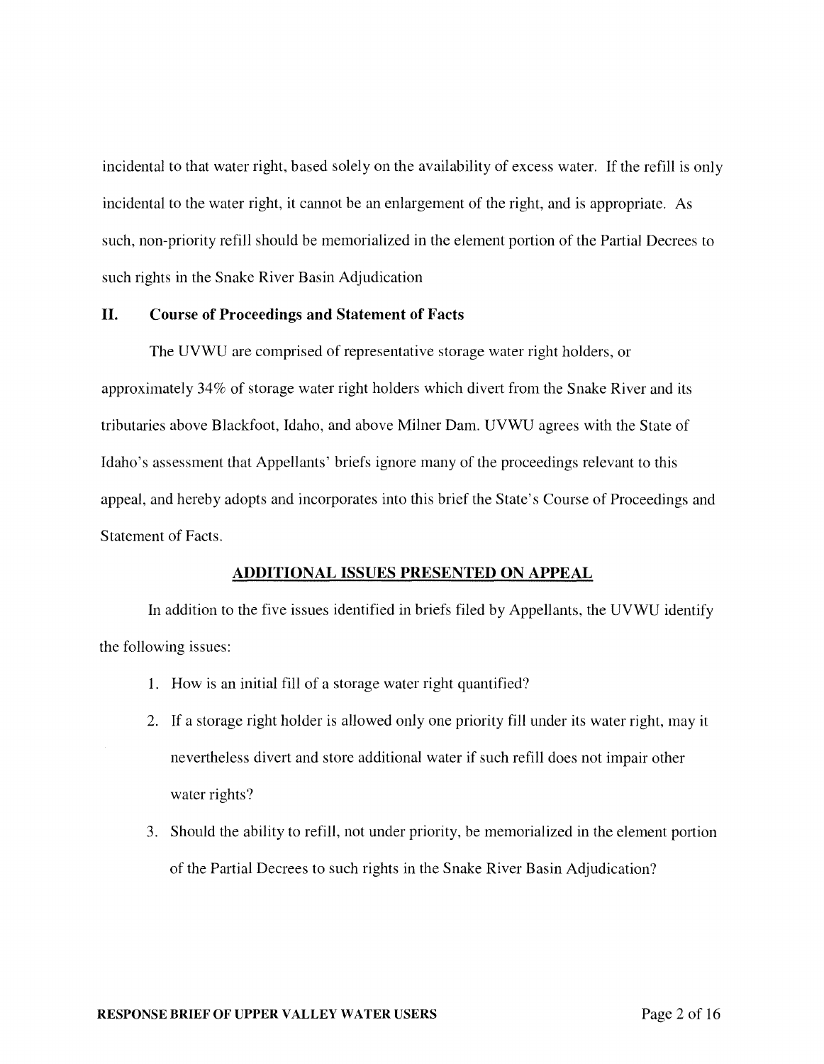incidental to that water right, based solely on the availability of excess water. If the refill is only incidental to the water right, it cannot be an enlargement of the right, and is appropriate. As such, non-priority refill should be memorialized in the element portion of the Partial Decrees to such rights in the Snake River Basin Adjudication

## II. Course of Proceedings and Statement of Facts

The UVWU are comprised of representative storage water right holders, or approximately 34% of storage water right holders which divert from the Snake River and its tributaries above Blackfoot, Idaho, and above Milner Dam. UVWU agrees with the State of Idaho's assessment that Appellants' briefs ignore many of the proceedings relevant to this appeal, and hereby adopts and incorporates into this brief the State's Course of Proceedings and Statement of Facts.

## ADDITIONAL ISSUES PRESENTED ON APPEAL

In addition to the five issues identified in briefs filed by Appellants, the UVWU identify the following issues:

1. How is an initial fill of a storage water right quantified?
2. If a storage right holder is allowed only one priority fill under its water right, may it nevertheless divert and store additional water if such refill does not impair other water rights?
3. Should the ability to refill, not under priority, be memorialized in the element portion of the Partial Decrees to such rights in the Snake River Basin Adjudication?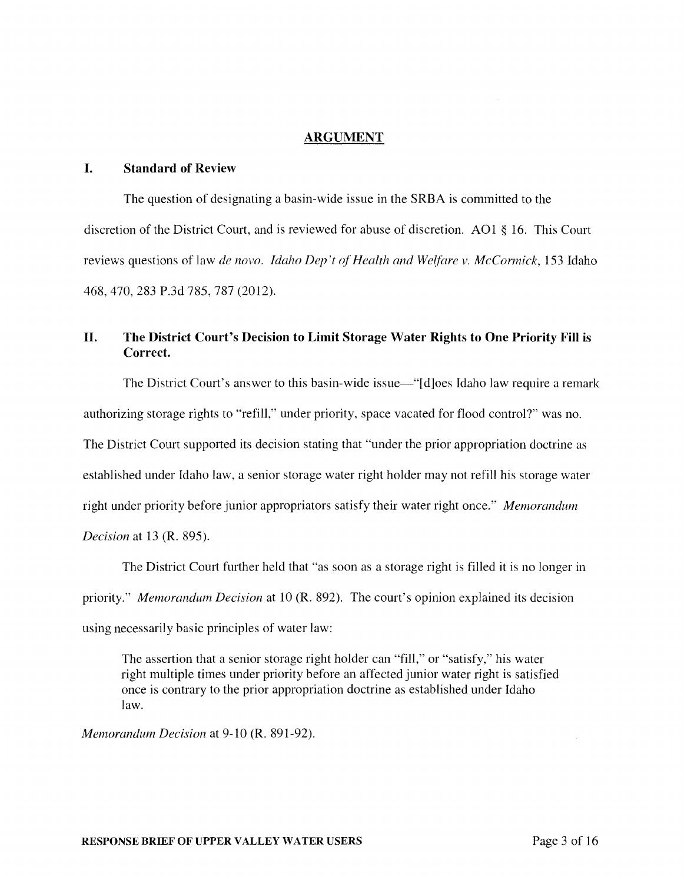## ARGUMENT

### I. Standard of Review

The question of designating a basin-wide issue in the SRBA is committed to the discretion of the District Court, and is reviewed for abuse of discretion. AO1 § 16. This Court reviews questions of law *de novo*. *Idaho Dep't of Health and Welfare v. McCormick*, 153 Idaho 468, 470, 283 P.3d 785, 787 (2012).

### II. The District Court's Decision to Limit Storage Water Rights to One Priority Fill is Correct.

The District Court's answer to this basin-wide issue—"[d]oes Idaho law require a remark authorizing storage rights to "refill," under priority, space vacated for flood control?" was no. The District Court supported its decision stating that "under the prior appropriation doctrine as established under Idaho law, a senior storage water right holder may not refill his storage water right under priority before junior appropriators satisfy their water right once." *Memorandum Decision* at 13 (R. 895).

The District Court further held that "as soon as a storage right is filled it is no longer in priority." *Memorandum Decision* at 10 (R. 892). The court's opinion explained its decision using necessarily basic principles of water law:

> The assertion that a senior storage right holder can "fill," or "satisfy," his water right multiple times under priority before an affected junior water right is satisfied once is contrary to the prior appropriation doctrine as established under Idaho law.

*Memorandum Decision* at 9-10 (R. 891-92).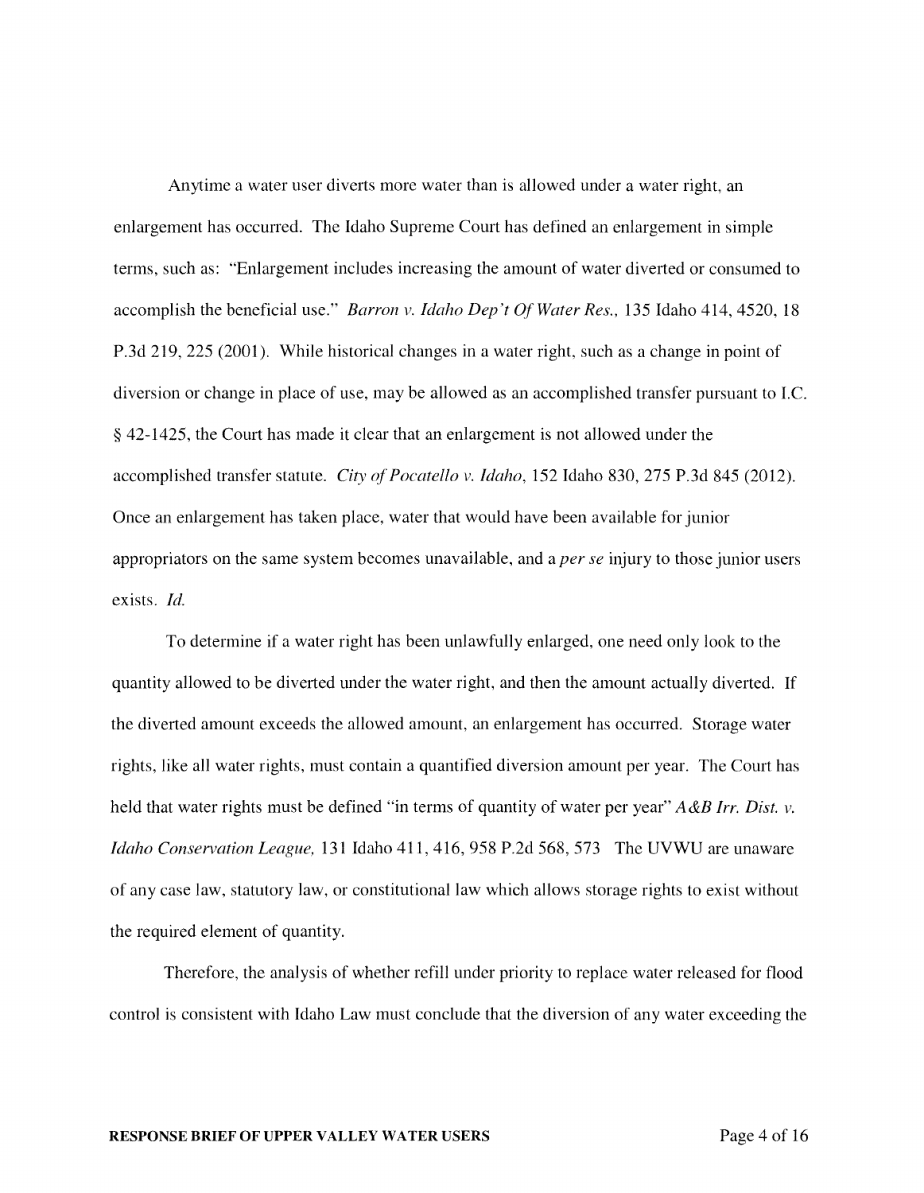Anytime a water user diverts more water than is allowed under a water right, an enlargement has occurred. The Idaho Supreme Court has defined an enlargement in simple terms, such as: "Enlargement includes increasing the amount of water diverted or consumed to accomplish the beneficial use." *Barron v. Idaho Dep't Of Water Res.*, 135 Idaho 414, 4520, 18 P.3d 219, 225 (2001). While historical changes in a water right, such as a change in point of diversion or change in place of use, may be allowed as an accomplished transfer pursuant to I.C. § 42-1425, the Court has made it clear that an enlargement is not allowed under the accomplished transfer statute. *City of Pocatello v. Idaho*, 152 Idaho 830, 275 P.3d 845 (2012). Once an enlargement has taken place, water that would have been available for junior appropriators on the same system becomes unavailable, and a *per se* injury to those junior users exists. *Id.*

To determine if a water right has been unlawfully enlarged, one need only look to the quantity allowed to be diverted under the water right, and then the amount actually diverted. If the diverted amount exceeds the allowed amount, an enlargement has occurred. Storage water rights, like all water rights, must contain a quantified diversion amount per year. The Court has held that water rights must be defined "in terms of quantity of water per year" *A&B Irr. Dist. v. Idaho Conservation League*, 131 Idaho 411, 416, 958 P.2d 568, 573 The UVWU are unaware of any case law, statutory law, or constitutional law which allows storage rights to exist without the required element of quantity.

Therefore, the analysis of whether refill under priority to replace water released for flood control is consistent with Idaho Law must conclude that the diversion of any water exceeding the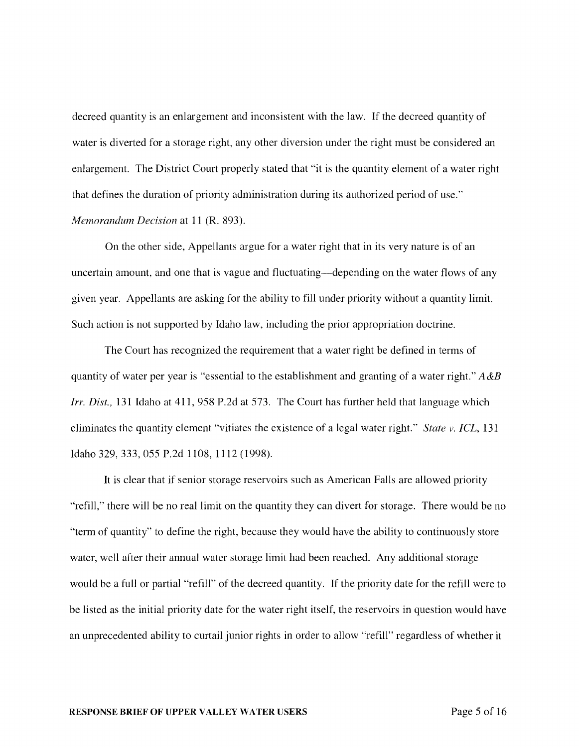decreed quantity is an enlargement and inconsistent with the law. If the decreed quantity of water is diverted for a storage right, any other diversion under the right must be considered an enlargement. The District Court properly stated that "it is the quantity element of a water right that defines the duration of priority administration during its authorized period of use." *Memorandum Decision* at 11 (R. 893).

On the other side, Appellants argue for a water right that in its very nature is of an uncertain amount, and one that is vague and fluctuating—depending on the water flows of any given year. Appellants are asking for the ability to fill under priority without a quantity limit. Such action is not supported by Idaho law, including the prior appropriation doctrine.

The Court has recognized the requirement that a water right be defined in terms of quantity of water per year is "essential to the establishment and granting of a water right." *A&B Irr. Dist.,* 131 Idaho at 411, 958 P.2d at 573. The Court has further held that language which eliminates the quantity element "vitiates the existence of a legal water right." *State v. ICL*, 131 Idaho 329, 333, 055 P.2d 1108, 1112 (1998).

It is clear that if senior storage reservoirs such as American Falls are allowed priority "refill," there will be no real limit on the quantity they can divert for storage. There would be no "term of quantity" to define the right, because they would have the ability to continuously store water, well after their annual water storage limit had been reached. Any additional storage would be a full or partial "refill" of the decreed quantity. If the priority date for the refill were to be listed as the initial priority date for the water right itself, the reservoirs in question would have an unprecedented ability to curtail junior rights in order to allow "refill" regardless of whether it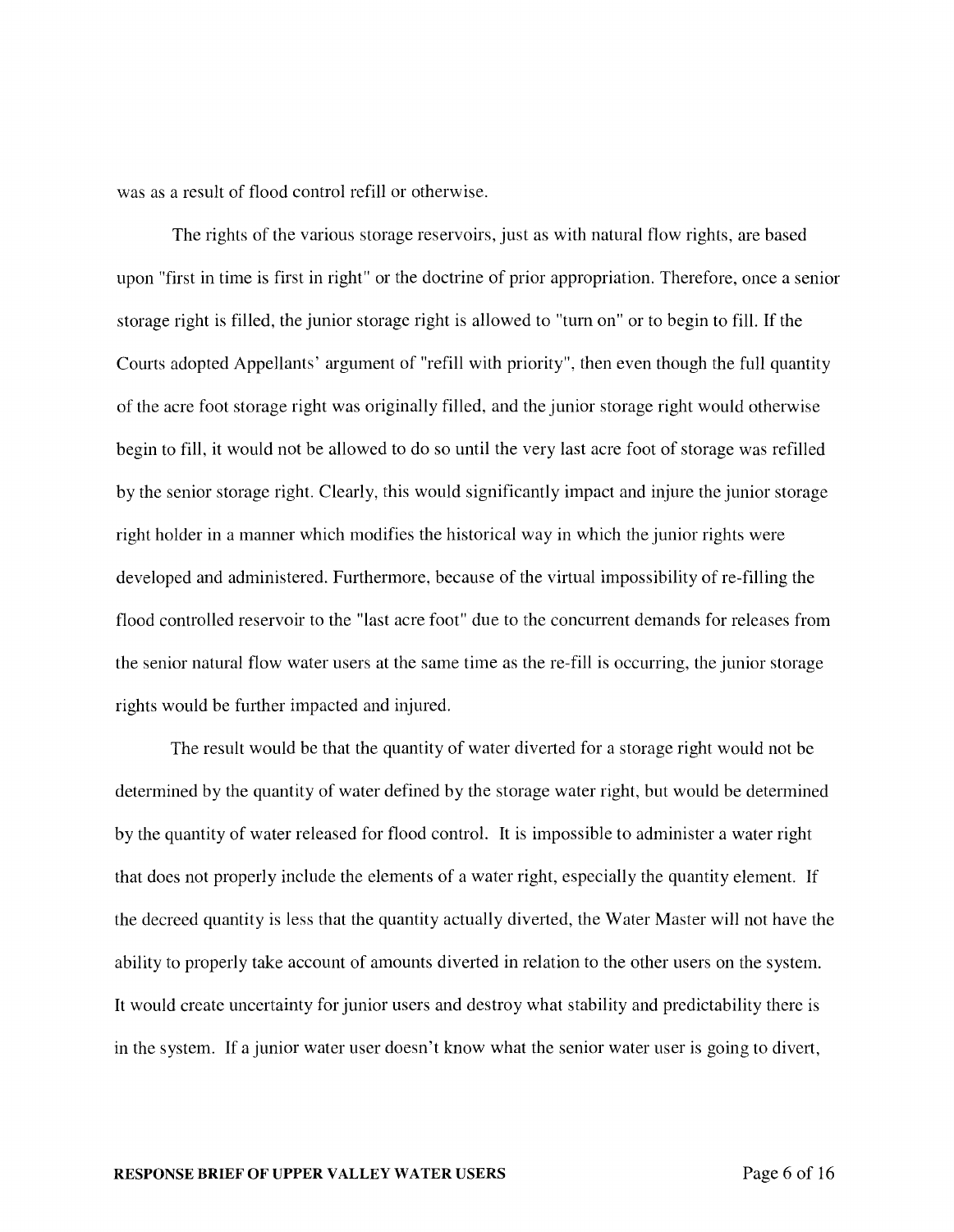was as a result of flood control refill or otherwise.

The rights of the various storage reservoirs, just as with natural flow rights, are based upon "first in time is first in right" or the doctrine of prior appropriation. Therefore, once a senior storage right is filled, the junior storage right is allowed to "turn on" or to begin to fill. If the Courts adopted Appellants' argument of "refill with priority", then even though the full quantity of the acre foot storage right was originally filled, and the junior storage right would otherwise begin to fill, it would not be allowed to do so until the very last acre foot of storage was refilled by the senior storage right. Clearly, this would significantly impact and injure the junior storage right holder in a manner which modifies the historical way in which the junior rights were developed and administered. Furthermore, because of the virtual impossibility of re-filling the flood controlled reservoir to the "last acre foot" due to the concurrent demands for releases from the senior natural flow water users at the same time as the re-fill is occurring, the junior storage rights would be further impacted and injured.

The result would be that the quantity of water diverted for a storage right would not be determined by the quantity of water defined by the storage water right, but would be determined by the quantity of water released for flood control. It is impossible to administer a water right that does not properly include the elements of a water right, especially the quantity element. If the decreed quantity is less that the quantity actually diverted, the Water Master will not have the ability to properly take account of amounts diverted in relation to the other users on the system. It would create uncertainty for junior users and destroy what stability and predictability there is in the system. If a junior water user doesn't know what the senior water user is going to divert,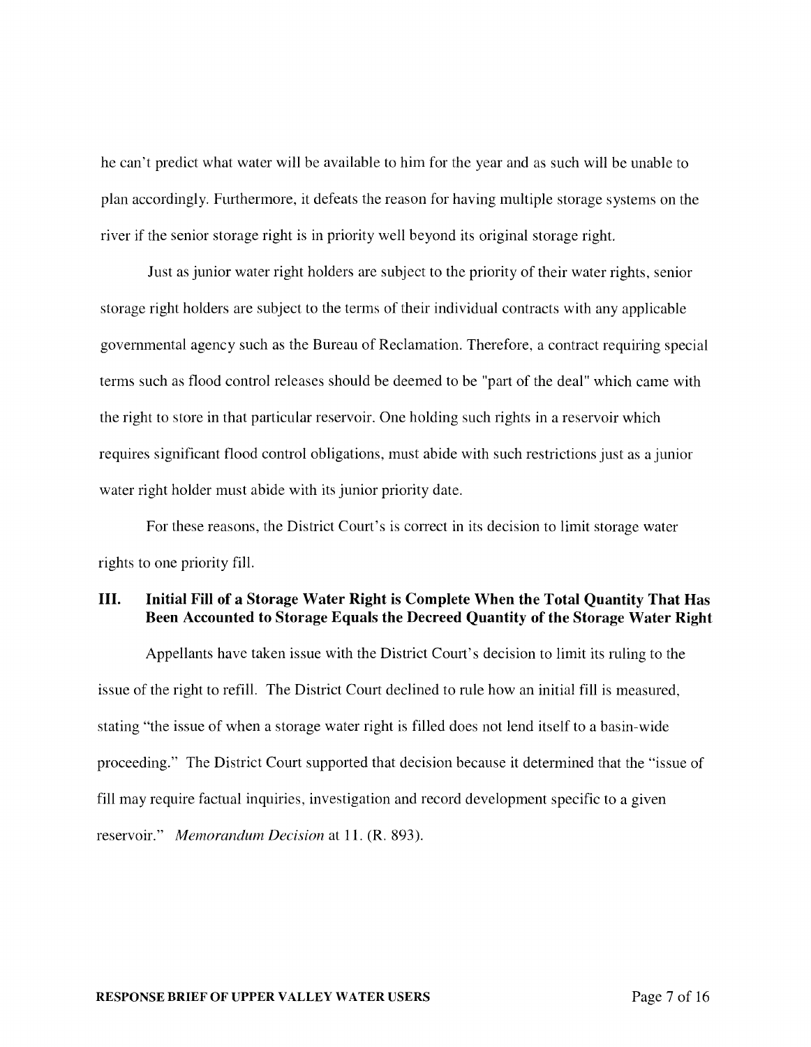he can't predict what water will be available to him for the year and as such will be unable to plan accordingly. Furthermore, it defeats the reason for having multiple storage systems on the river if the senior storage right is in priority well beyond its original storage right.

Just as junior water right holders are subject to the priority of their water rights, senior storage right holders are subject to the terms of their individual contracts with any applicable governmental agency such as the Bureau of Reclamation. Therefore, a contract requiring special terms such as flood control releases should be deemed to be "part of the deal" which came with the right to store in that particular reservoir. One holding such rights in a reservoir which requires significant flood control obligations, must abide with such restrictions just as a junior water right holder must abide with its junior priority date.

For these reasons, the District Court's is correct in its decision to limit storage water rights to one priority fill.

## III. Initial Fill of a Storage Water Right is Complete When the Total Quantity That Has Been Accounted to Storage Equals the Decreed Quantity of the Storage Water Right

Appellants have taken issue with the District Court's decision to limit its ruling to the issue of the right to refill. The District Court declined to rule how an initial fill is measured, stating "the issue of when a storage water right is filled does not lend itself to a basin-wide proceeding." The District Court supported that decision because it determined that the "issue of fill may require factual inquiries, investigation and record development specific to a given reservoir." *Memorandum Decision* at 11. (R. 893).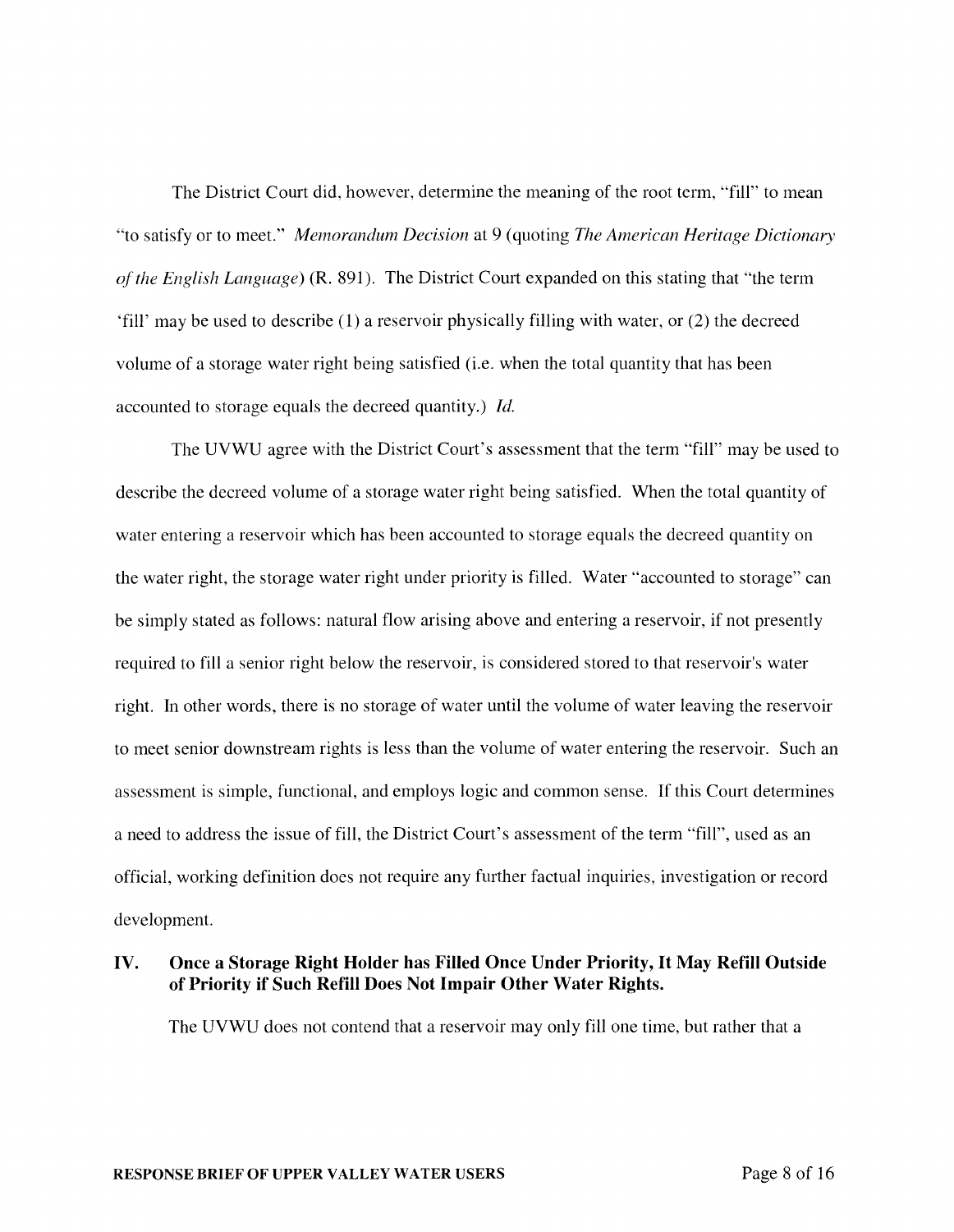The District Court did, however, determine the meaning of the root term, "fill" to mean "to satisfy or to meet." *Memorandum Decision* at 9 (quoting *The American Heritage Dictionary of the English Language*) (R. 891). The District Court expanded on this stating that "the term 'fill' may be used to describe (1) a reservoir physically filling with water, or (2) the decreed volume of a storage water right being satisfied (i.e. when the total quantity that has been accounted to storage equals the decreed quantity.) *Id.*

The UVWU agree with the District Court's assessment that the term "fill" may be used to describe the decreed volume of a storage water right being satisfied. When the total quantity of water entering a reservoir which has been accounted to storage equals the decreed quantity on the water right, the storage water right under priority is filled. Water "accounted to storage" can be simply stated as follows: natural flow arising above and entering a reservoir, if not presently required to fill a senior right below the reservoir, is considered stored to that reservoir's water right. In other words, there is no storage of water until the volume of water leaving the reservoir to meet senior downstream rights is less than the volume of water entering the reservoir. Such an assessment is simple, functional, and employs logic and common sense. If this Court determines a need to address the issue of fill, the District Court's assessment of the term "fill", used as an official, working definition does not require any further factual inquiries, investigation or record development.

## IV. Once a Storage Right Holder has Filled Once Under Priority, It May Refill Outside of Priority if Such Refill Does Not Impair Other Water Rights.

The UVWU does not contend that a reservoir may only fill one time, but rather that a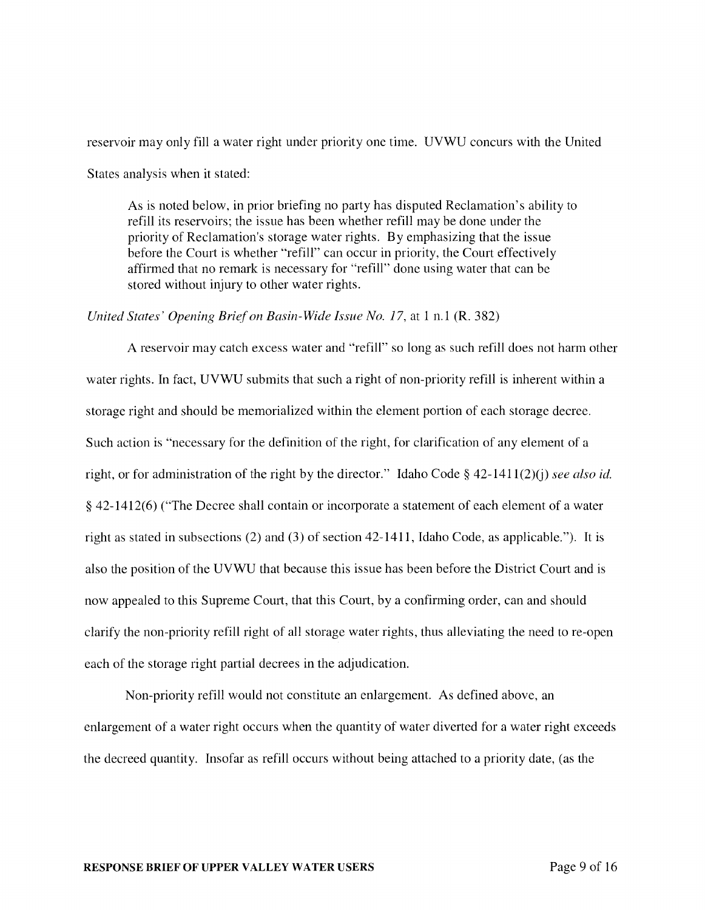reservoir may only fill a water right under priority one time. UVWU concurs with the United States analysis when it stated:

> As is noted below, in prior briefing no party has disputed Reclamation's ability to refill its reservoirs; the issue has been whether refill may be done under the priority of Reclamation's storage water rights. By emphasizing that the issue before the Court is whether "refill" can occur in priority, the Court effectively affirmed that no remark is necessary for "refill" done using water that can be stored without injury to other water rights.

*United States' Opening Brief on Basin-Wide Issue No. 17*, at 1 n.1 (R. 382)

A reservoir may catch excess water and "refill" so long as such refill does not harm other water rights. In fact, UVWU submits that such a right of non-priority refill is inherent within a storage right and should be memorialized within the element portion of each storage decree. Such action is "necessary for the definition of the right, for clarification of any element of a right, or for administration of the right by the director." Idaho Code § 42-1411(2)(j) *see also id.* § 42-1412(6) ("The Decree shall contain or incorporate a statement of each element of a water right as stated in subsections (2) and (3) of section 42-1411, Idaho Code, as applicable."). It is also the position of the UVWU that because this issue has been before the District Court and is now appealed to this Supreme Court, that this Court, by a confirming order, can and should clarify the non-priority refill right of all storage water rights, thus alleviating the need to re-open each of the storage right partial decrees in the adjudication.

Non-priority refill would not constitute an enlargement. As defined above, an enlargement of a water right occurs when the quantity of water diverted for a water right exceeds the decreed quantity. Insofar as refill occurs without being attached to a priority date, (as the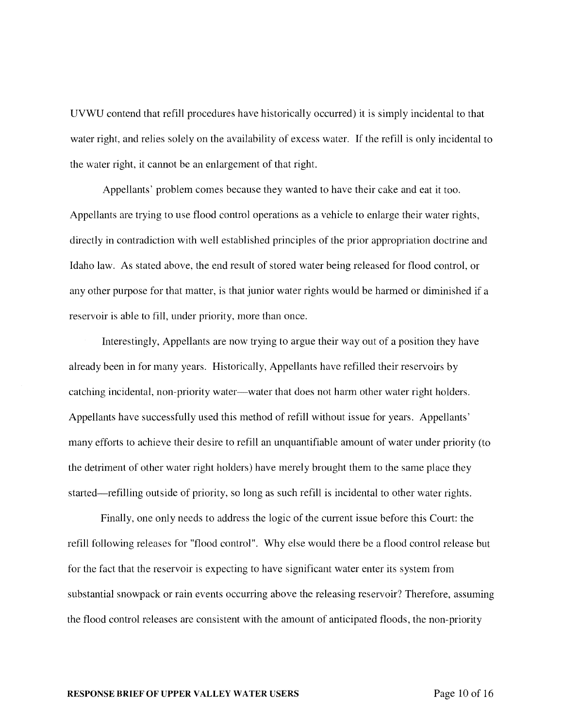UVWU contend that refill procedures have historically occurred) it is simply incidental to that water right, and relies solely on the availability of excess water. If the refill is only incidental to the water right, it cannot be an enlargement of that right.

Appellants' problem comes because they wanted to have their cake and eat it too. Appellants are trying to use flood control operations as a vehicle to enlarge their water rights, directly in contradiction with well established principles of the prior appropriation doctrine and Idaho law. As stated above, the end result of stored water being released for flood control, or any other purpose for that matter, is that junior water rights would be harmed or diminished if a reservoir is able to fill, under priority, more than once.

Interestingly, Appellants are now trying to argue their way out of a position they have already been in for many years. Historically, Appellants have refilled their reservoirs by catching incidental, non-priority water—water that does not harm other water right holders. Appellants have successfully used this method of refill without issue for years. Appellants' many efforts to achieve their desire to refill an unquantifiable amount of water under priority (to the detriment of other water right holders) have merely brought them to the same place they started—refilling outside of priority, so long as such refill is incidental to other water rights.

Finally, one only needs to address the logic of the current issue before this Court: the refill following releases for "flood control". Why else would there be a flood control release but for the fact that the reservoir is expecting to have significant water enter its system from substantial snowpack or rain events occurring above the releasing reservoir? Therefore, assuming the flood control releases are consistent with the amount of anticipated floods, the non-priority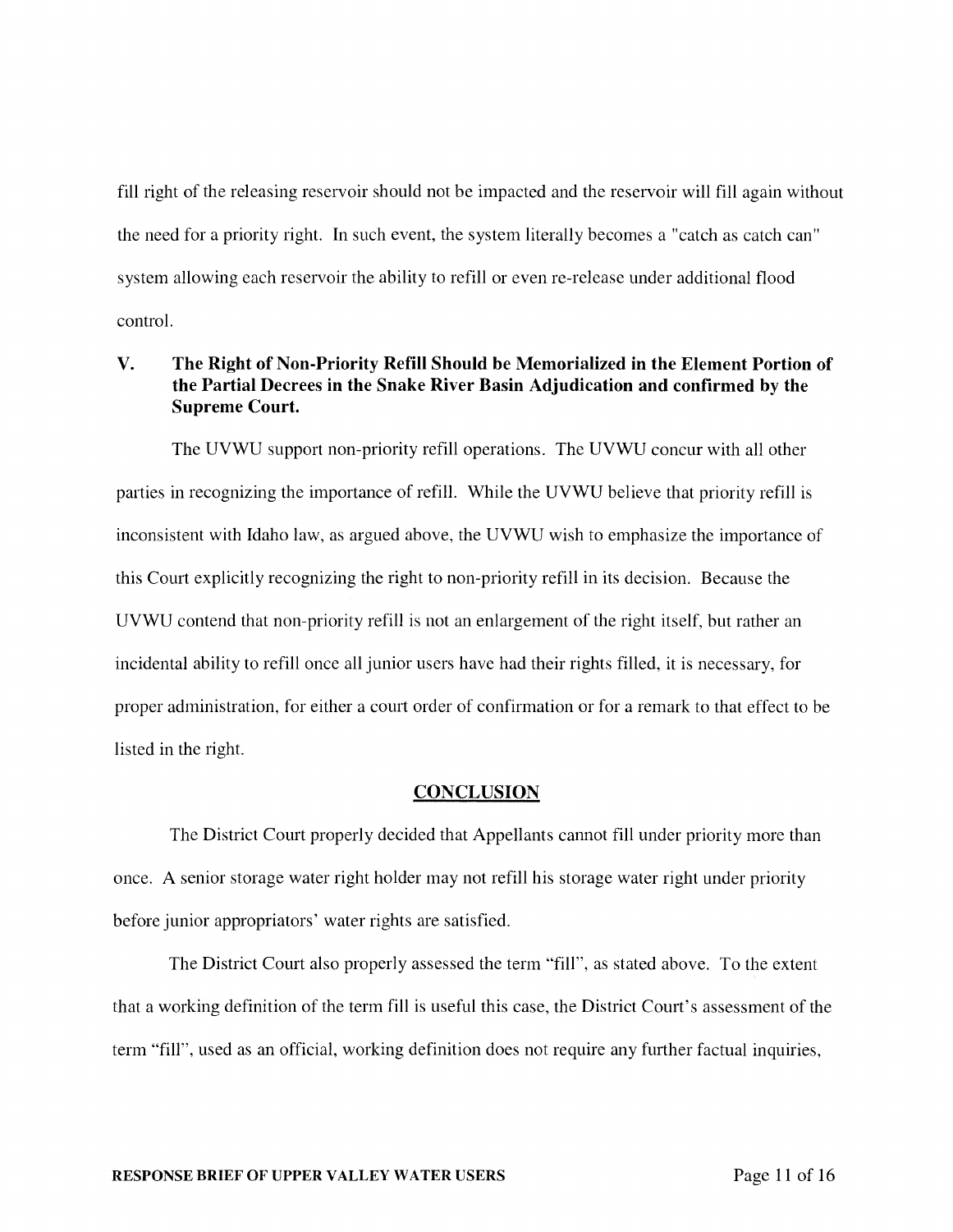fill right of the releasing reservoir should not be impacted and the reservoir will fill again without the need for a priority right. In such event, the system literally becomes a "catch as catch can" system allowing each reservoir the ability to refill or even re-release under additional flood control.

## V. The Right of Non-Priority Refill Should be Memorialized in the Element Portion of the Partial Decrees in the Snake River Basin Adjudication and confirmed by the Supreme Court.

The UVWU support non-priority refill operations. The UVWU concur with all other parties in recognizing the importance of refill. While the UVWU believe that priority refill is inconsistent with Idaho law, as argued above, the UVWU wish to emphasize the importance of this Court explicitly recognizing the right to non-priority refill in its decision. Because the UVWU contend that non-priority refill is not an enlargement of the right itself, but rather an incidental ability to refill once all junior users have had their rights filled, it is necessary, for proper administration, for either a court order of confirmation or for a remark to that effect to be listed in the right.

## CONCLUSION

The District Court properly decided that Appellants cannot fill under priority more than once. A senior storage water right holder may not refill his storage water right under priority before junior appropriators' water rights are satisfied.

The District Court also properly assessed the term "fill", as stated above. To the extent that a working definition of the term fill is useful this case, the District Court's assessment of the term "fill", used as an official, working definition does not require any further factual inquiries,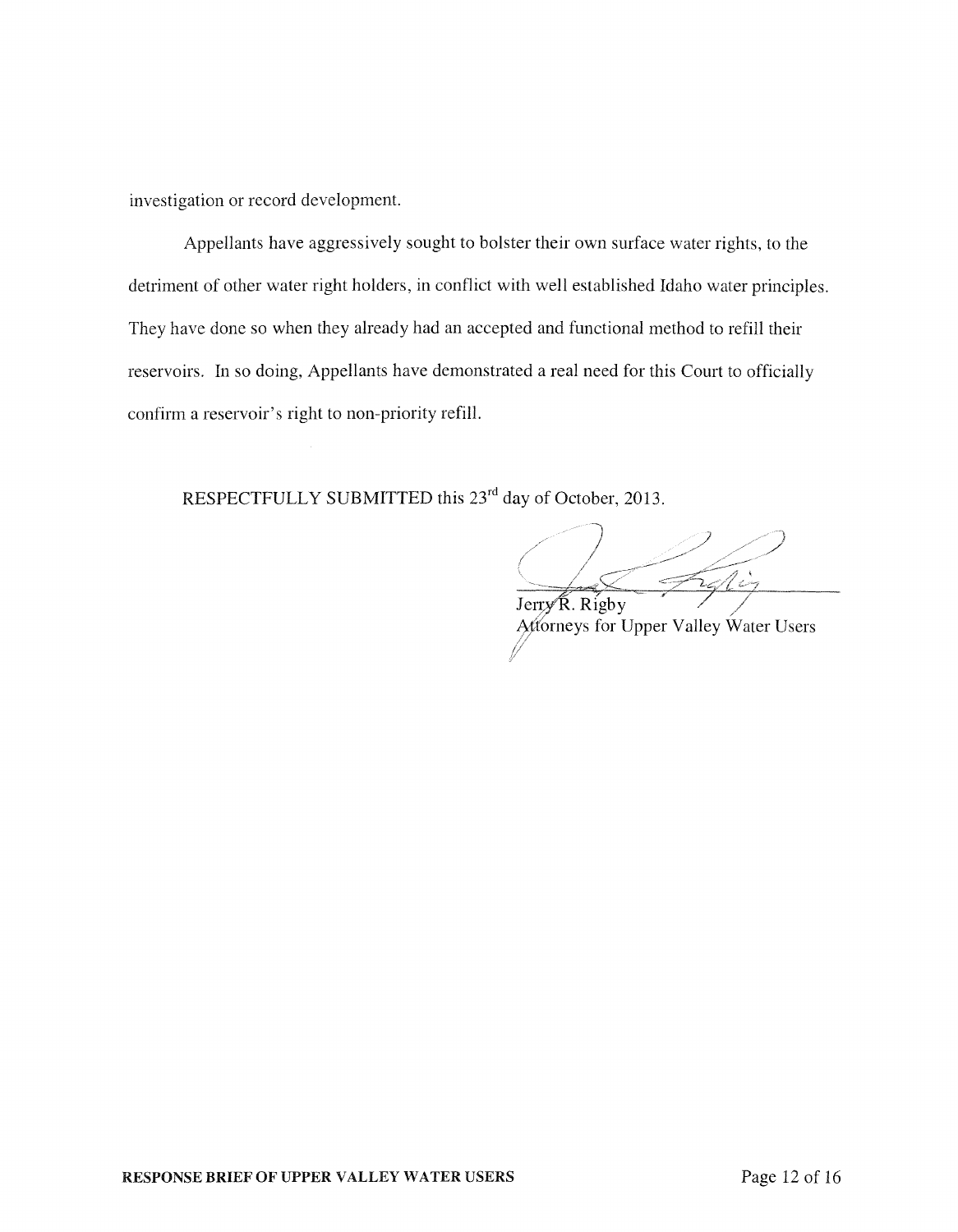investigation or record development.

Appellants have aggressively sought to bolster their own surface water rights, to the detriment of other water right holders, in conflict with well established Idaho water principles. They have done so when they already had an accepted and functional method to refill their reservoirs. In so doing, Appellants have demonstrated a real need for this Court to officially confirm a reservoir's right to non-priority refill.

RESPECTFULLY SUBMITTED this 23rd day of October, 2013.

Jerry R. Rigby
Attorneys for Upper Valley Water Users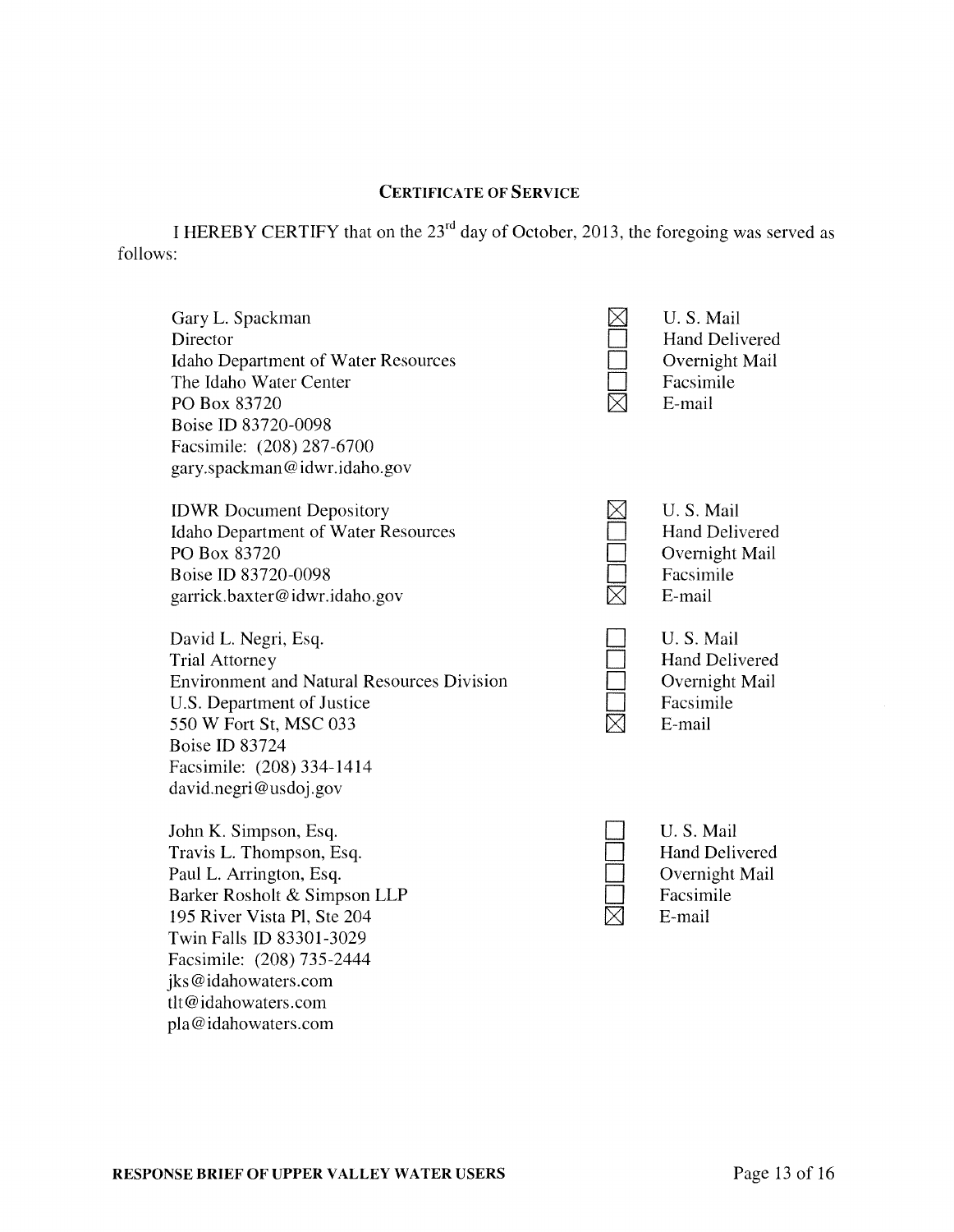**CERTIFICATE OF SERVICE**

I HEREBY CERTIFY that on the 23rd day of October, 2013, the foregoing was served as follows:

| Recipient | Method |
|---|---|
| Gary L. Spackman<br>Director<br>Idaho Department of Water Resources<br>The Idaho Water Center<br>PO Box 83720<br>Boise ID 83720-0098<br>Facsimile: (208) 287-6700<br>gary.spackman@idwr.idaho.gov | ☒ U. S. Mail<br>☐ Hand Delivered<br>☐ Overnight Mail<br>☐ Facsimile<br>☒ E-mail |
| IDWR Document Depository<br>Idaho Department of Water Resources<br>PO Box 83720<br>Boise ID 83720-0098<br>garrick.baxter@idwr.idaho.gov | ☒ U. S. Mail<br>☐ Hand Delivered<br>☐ Overnight Mail<br>☐ Facsimile<br>☒ E-mail |
| David L. Negri, Esq.<br>Trial Attorney<br>Environment and Natural Resources Division<br>U.S. Department of Justice<br>550 W Fort St, MSC 033<br>Boise ID 83724<br>Facsimile: (208) 334-1414<br>david.negri@usdoj.gov | ☐ U. S. Mail<br>☐ Hand Delivered<br>☐ Overnight Mail<br>☐ Facsimile<br>☒ E-mail |
| John K. Simpson, Esq.<br>Travis L. Thompson, Esq.<br>Paul L. Arrington, Esq.<br>Barker Rosholt & Simpson LLP<br>195 River Vista Pl, Ste 204<br>Twin Falls ID 83301-3029<br>Facsimile: (208) 735-2444<br>jks@idahowaters.com<br>tlt@idahowaters.com<br>pla@idahowaters.com | ☐ U. S. Mail<br>☐ Hand Delivered<br>☐ Overnight Mail<br>☐ Facsimile<br>☒ E-mail |

**RESPONSE BRIEF OF UPPER VALLEY WATER USERS**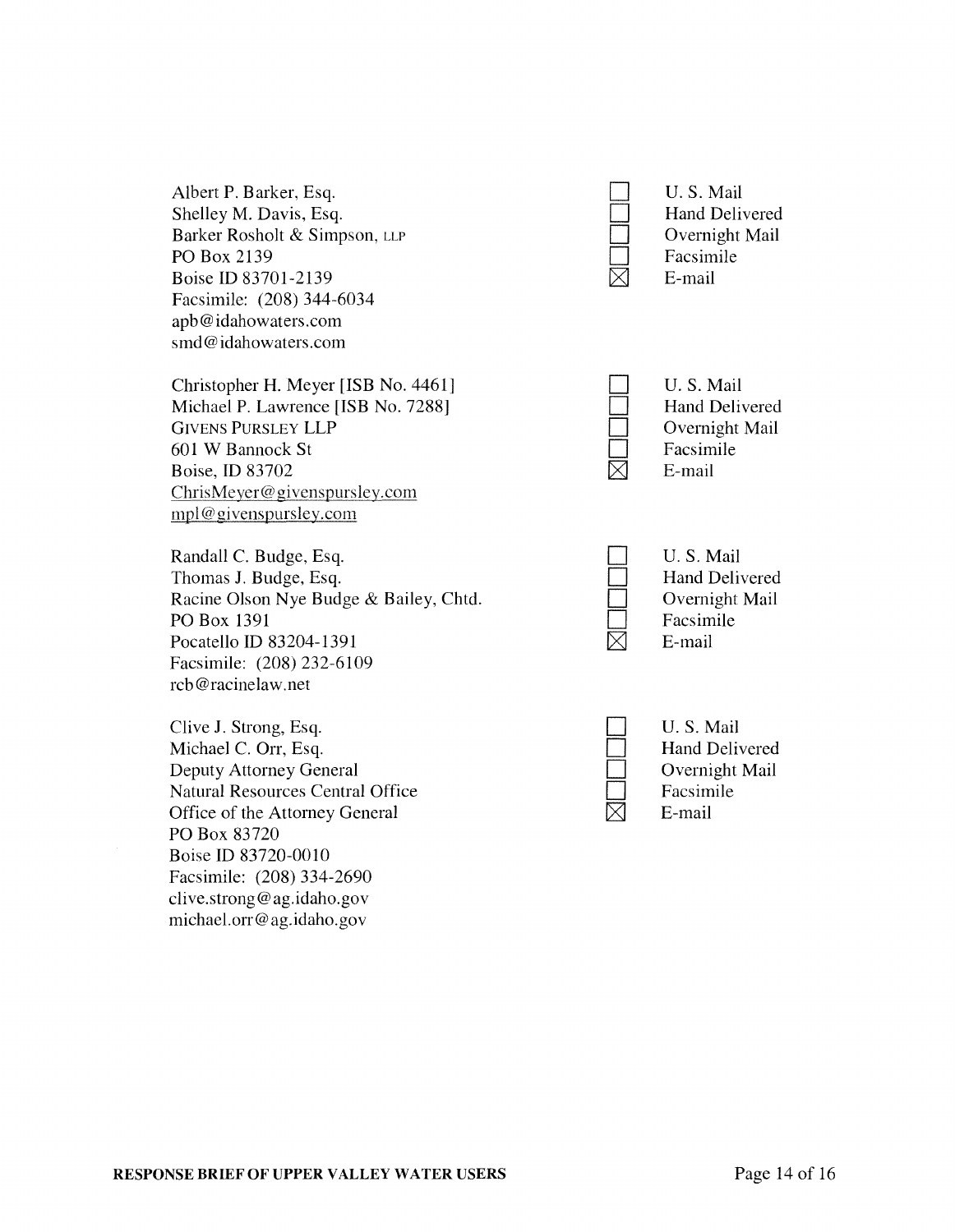Albert P. Barker, Esq.
Shelley M. Davis, Esq.
Barker Rosholt & Simpson, LLP
PO Box 2139
Boise ID 83701-2139
Facsimile: (208) 344-6034
apb@idahowaters.com
smd@idahowaters.com

☐ U. S. Mail
☐ Hand Delivered
☐ Overnight Mail
☐ Facsimile
☒ E-mail

Christopher H. Meyer [ISB No. 4461]
Michael P. Lawrence [ISB No. 7288]
GIVENS PURSLEY LLP
601 W Bannock St
Boise, ID 83702
ChrisMeyer@givenspursley.com
mpl@givenspursley.com

☐ U. S. Mail
☐ Hand Delivered
☐ Overnight Mail
☐ Facsimile
☒ E-mail

Randall C. Budge, Esq.
Thomas J. Budge, Esq.
Racine Olson Nye Budge & Bailey, Chtd.
PO Box 1391
Pocatello ID 83204-1391
Facsimile: (208) 232-6109
rcb@racinelaw.net

☐ U. S. Mail
☐ Hand Delivered
☐ Overnight Mail
☐ Facsimile
☒ E-mail

Clive J. Strong, Esq.
Michael C. Orr, Esq.
Deputy Attorney General
Natural Resources Central Office
Office of the Attorney General
PO Box 83720
Boise ID 83720-0010
Facsimile: (208) 334-2690
clive.strong@ag.idaho.gov
michael.orr@ag.idaho.gov

☐ U. S. Mail
☐ Hand Delivered
☐ Overnight Mail
☐ Facsimile
☒ E-mail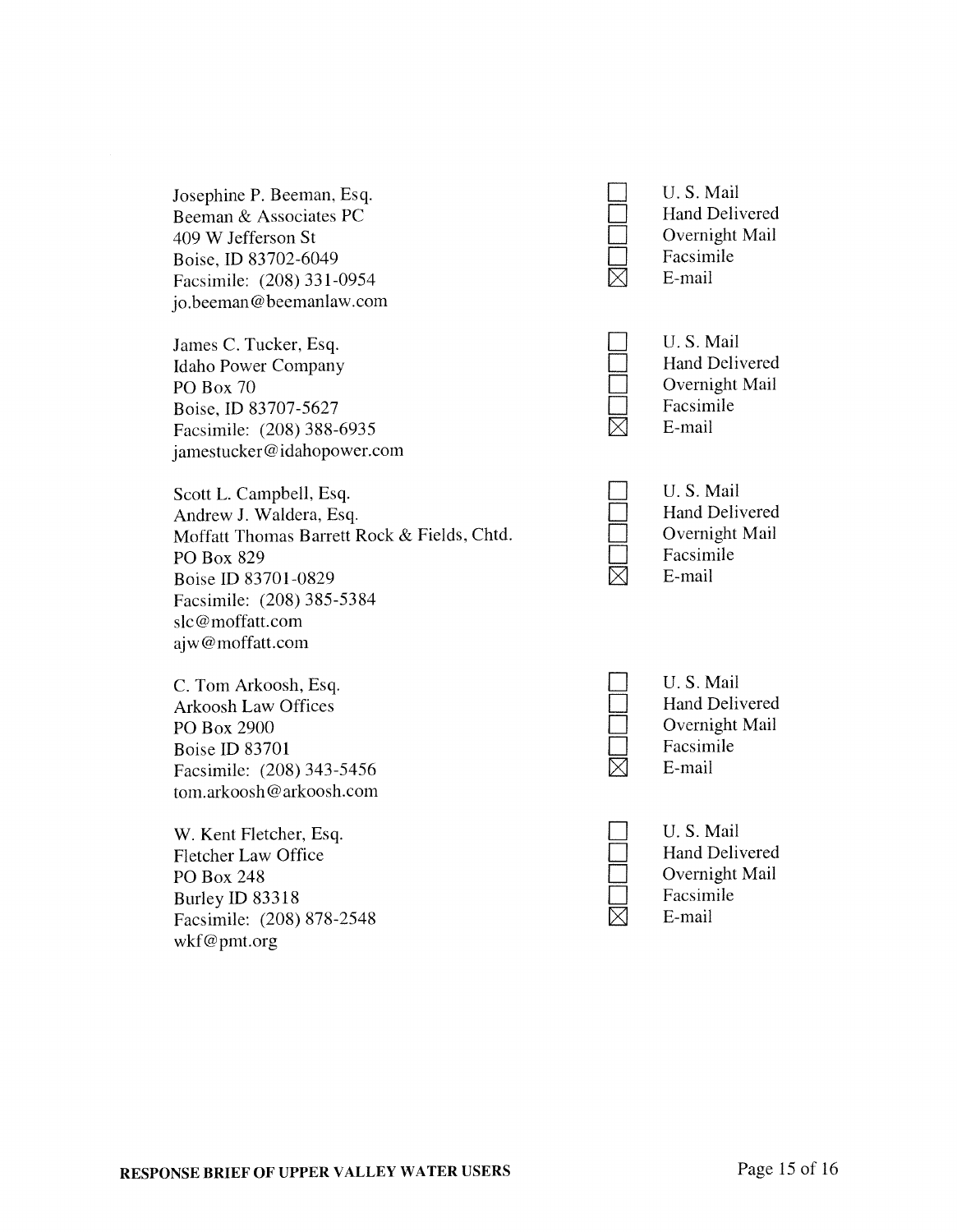Josephine P. Beeman, Esq.
Beeman & Associates PC
409 W Jefferson St
Boise, ID 83702-6049
Facsimile: (208) 331-0954
jo.beeman@beemanlaw.com

☐ U. S. Mail
☐ Hand Delivered
☐ Overnight Mail
☐ Facsimile
☒ E-mail

James C. Tucker, Esq.
Idaho Power Company
PO Box 70
Boise, ID 83707-5627
Facsimile: (208) 388-6935
jamestucker@idahopower.com

☐ U. S. Mail
☐ Hand Delivered
☐ Overnight Mail
☐ Facsimile
☒ E-mail

Scott L. Campbell, Esq.
Andrew J. Waldera, Esq.
Moffatt Thomas Barrett Rock & Fields, Chtd.
PO Box 829
Boise ID 83701-0829
Facsimile: (208) 385-5384
slc@moffatt.com
ajw@moffatt.com

☐ U. S. Mail
☐ Hand Delivered
☐ Overnight Mail
☐ Facsimile
☒ E-mail

C. Tom Arkoosh, Esq.
Arkoosh Law Offices
PO Box 2900
Boise ID 83701
Facsimile: (208) 343-5456
tom.arkoosh@arkoosh.com

☐ U. S. Mail
☐ Hand Delivered
☐ Overnight Mail
☐ Facsimile
☒ E-mail

W. Kent Fletcher, Esq.
Fletcher Law Office
PO Box 248
Burley ID 83318
Facsimile: (208) 878-2548
wkf@pmt.org

☐ U. S. Mail
☐ Hand Delivered
☐ Overnight Mail
☐ Facsimile
☒ E-mail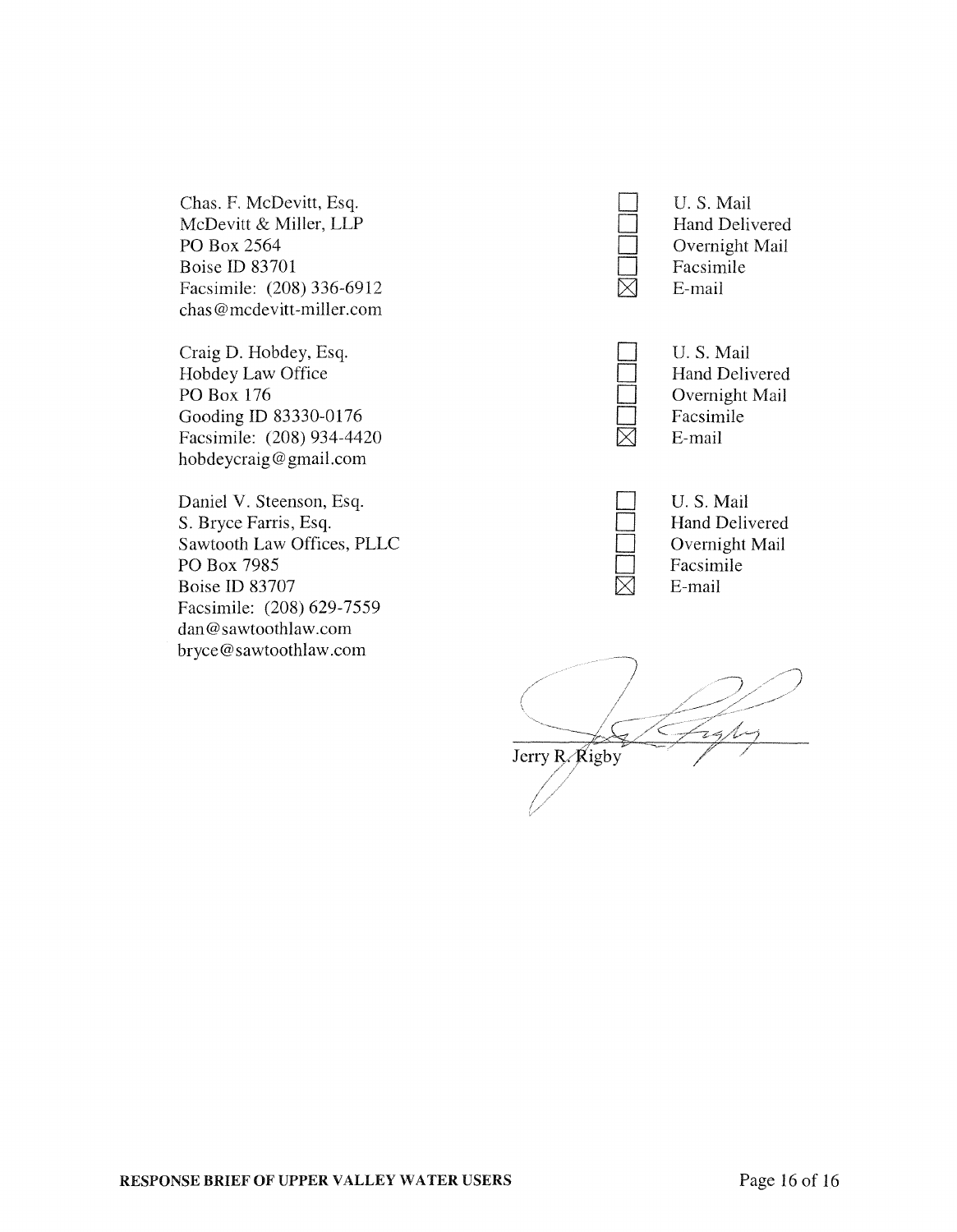Chas. F. McDevitt, Esq.
McDevitt & Miller, LLP
PO Box 2564
Boise ID 83701
Facsimile: (208) 336-6912
chas@mcdevitt-miller.com

☐ U. S. Mail
☐ Hand Delivered
☐ Overnight Mail
☐ Facsimile
☒ E-mail

Craig D. Hobdey, Esq.
Hobdey Law Office
PO Box 176
Gooding ID 83330-0176
Facsimile: (208) 934-4420
hobdeycraig@gmail.com

☐ U. S. Mail
☐ Hand Delivered
☐ Overnight Mail
☐ Facsimile
☒ E-mail

Daniel V. Steenson, Esq.
S. Bryce Farris, Esq.
Sawtooth Law Offices, PLLC
PO Box 7985
Boise ID 83707
Facsimile: (208) 629-7559
dan@sawtoothlaw.com
bryce@sawtoothlaw.com

☐ U. S. Mail
☐ Hand Delivered
☐ Overnight Mail
☐ Facsimile
☒ E-mail

Jerry R. Rigby